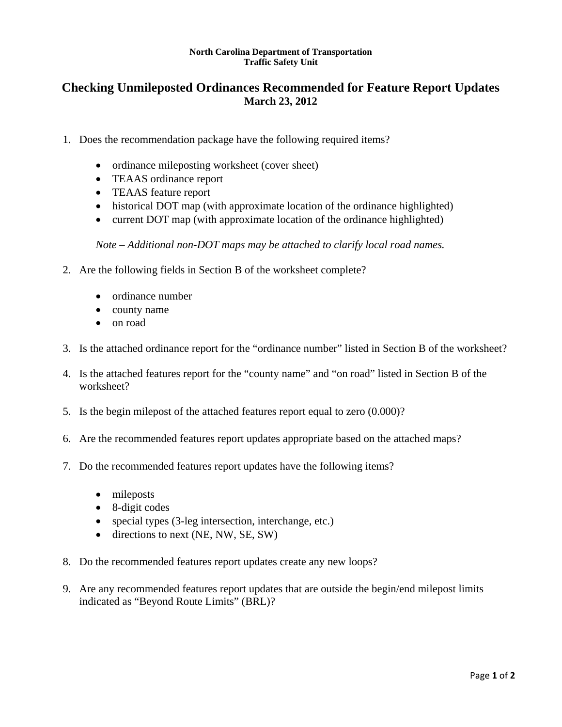**North Carolina Department of Transportation**
**Traffic Safety Unit**

# Checking Unmileposted Ordinances Recommended for Feature Report Updates

**March 23, 2012**

1. Does the recommendation package have the following required items?

   - ordinance mileposting worksheet (cover sheet)
   - TEAAS ordinance report
   - TEAAS feature report
   - historical DOT map (with approximate location of the ordinance highlighted)
   - current DOT map (with approximate location of the ordinance highlighted)

   *Note – Additional non-DOT maps may be attached to clarify local road names.*

2. Are the following fields in Section B of the worksheet complete?

   - ordinance number
   - county name
   - on road

3. Is the attached ordinance report for the "ordinance number" listed in Section B of the worksheet?

4. Is the attached features report for the "county name" and "on road" listed in Section B of the worksheet?

5. Is the begin milepost of the attached features report equal to zero (0.000)?

6. Are the recommended features report updates appropriate based on the attached maps?

7. Do the recommended features report updates have the following items?

   - mileposts
   - 8-digit codes
   - special types (3-leg intersection, interchange, etc.)
   - directions to next (NE, NW, SE, SW)

8. Do the recommended features report updates create any new loops?

9. Are any recommended features report updates that are outside the begin/end milepost limits indicated as "Beyond Route Limits" (BRL)?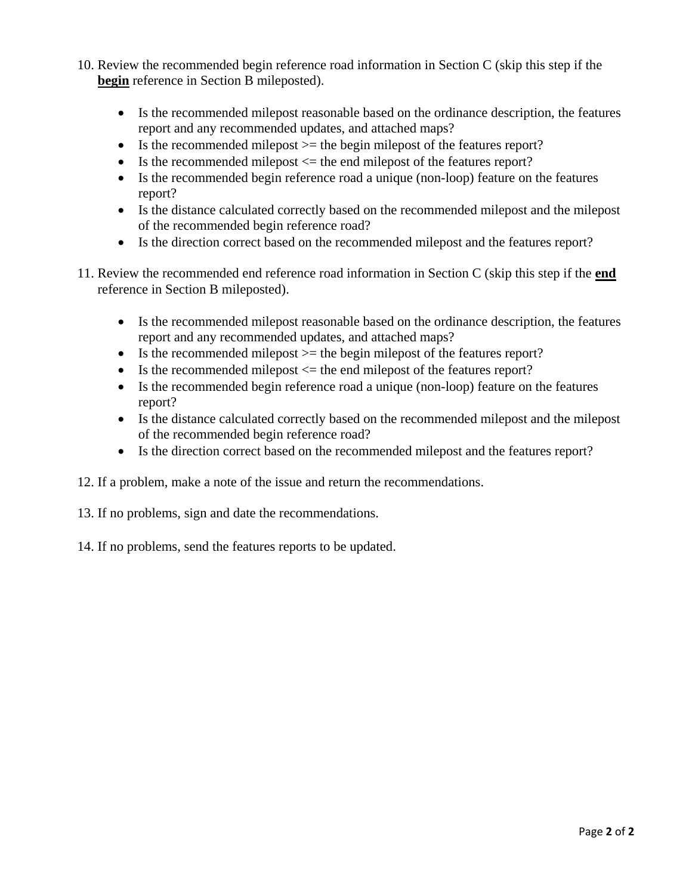10. Review the recommended begin reference road information in Section C (skip this step if the **<u>begin</u>** reference in Section B mileposted).

    - Is the recommended milepost reasonable based on the ordinance description, the features report and any recommended updates, and attached maps?
    - Is the recommended milepost >= the begin milepost of the features report?
    - Is the recommended milepost <= the end milepost of the features report?
    - Is the recommended begin reference road a unique (non-loop) feature on the features report?
    - Is the distance calculated correctly based on the recommended milepost and the milepost of the recommended begin reference road?
    - Is the direction correct based on the recommended milepost and the features report?

11. Review the recommended end reference road information in Section C (skip this step if the **<u>end</u>** reference in Section B mileposted).

    - Is the recommended milepost reasonable based on the ordinance description, the features report and any recommended updates, and attached maps?
    - Is the recommended milepost >= the begin milepost of the features report?
    - Is the recommended milepost <= the end milepost of the features report?
    - Is the recommended begin reference road a unique (non-loop) feature on the features report?
    - Is the distance calculated correctly based on the recommended milepost and the milepost of the recommended begin reference road?
    - Is the direction correct based on the recommended milepost and the features report?

12. If a problem, make a note of the issue and return the recommendations.

13. If no problems, sign and date the recommendations.

14. If no problems, send the features reports to be updated.